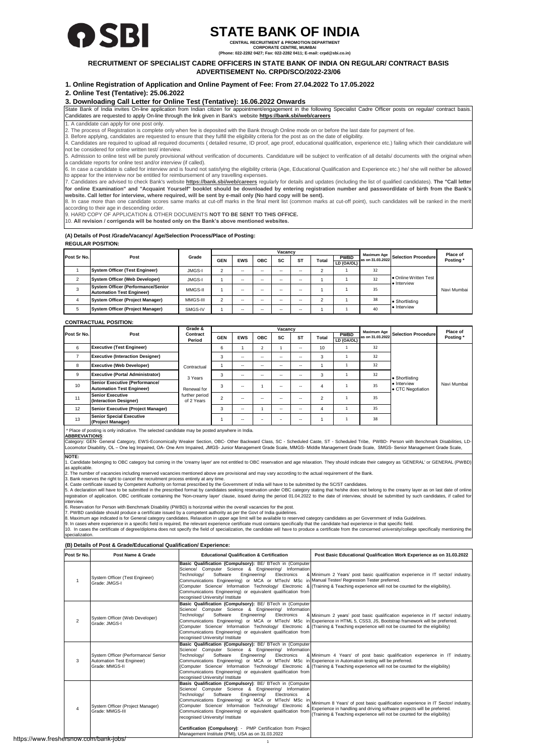# STATE BANK OF INDIA

**CENTRAL RECRUITMENT & PROMOTION DEPARTMENT**
**CORPORATE CENTRE, MUMBAI**
**(Phone: 022-2282 0427; Fax: 022-2282 0411; E-mail: crpd@sbi.co.in)**

## RECRUITMENT OF SPECIALIST CADRE OFFICERS IN STATE BANK OF INDIA ON REGULAR/ CONTRACT BASIS
## ADVERTISEMENT No. CRPD/SCO/2022-23/06

### 1. Online Registration of Application and Online Payment of Fee: From 27.04.2022 To 17.05.2022

### 2. Online Test (Tentative): 25.06.2022

### 3. Downloading Call Letter for Online Test (Tentative): 16.06.2022 Onwards

State Bank of India invites On-line application from Indian citizen for appointment/engagement in the following Specialist Cadre Officer posts on regular/ contract basis. Candidates are requested to apply On-line through the link given in Bank's website **https://bank.sbi/web/careers**

1. A candidate can apply for one post only.
2. The process of Registration is complete only when fee is deposited with the Bank through Online mode on or before the last date for payment of fee.
3. Before applying, candidates are requested to ensure that they fulfill the eligibility criteria for the post as on the date of eligibility.
4. Candidates are required to upload all required documents ( detailed resume, ID proof, age proof, educational qualification, experience etc.) failing which their candidature will not be considered for online written test/ interview.
5. Admission to online test will be purely provisional without verification of documents. Candidature will be subject to verification of all details/ documents with the original when a candidate reports for online test and/or interview (if called).
6. In case a candidate is called for interview and is found not satisfying the eligibility criteria (Age, Educational Qualification and Experience etc.) he/ she will neither be allowed to appear for the interview nor be entitled for reimbursement of any travelling expenses.
7. Candidates are advised to check Bank's website **https://bank.sbi/web/careers** regularly for details and updates (including the list of qualified candidates). **The "Call letter for online Examination" and "Acquaint Yourself" booklet should be downloaded by entering registration number and password/date of birth from the Bank's website. Call letter for interview, where required, will be sent by e-mail only (No hard copy will be sent).**
8. In case more than one candidate scores same marks at cut-off marks in the final merit list (common marks at cut-off point), such candidates will be ranked in the merit according to their age in descending order.
9. HARD COPY OF APPLICATION & OTHER DOCUMENTS **NOT TO BE SENT TO THIS OFFICE.**
10. **All revision / corrigenda will be hosted only on the Bank's above mentioned websites.**

**(A) Details of Post /Grade/Vacancy/ Age/Selection Process/Place of Posting:**

**REGULAR POSITION:**

| Post Sr No. | Post | Grade | Vacancy | | | | | | | Maximum Age as on 31.03.2022 | Selection Procedure | Place of Posting * |
|---|---|---|---|---|---|---|---|---|---|---|---|---|
| | | | GEN | EWS | OBC | SC | ST | Total | PWBD LD (OA/OL) | | | |
| 1 | **System Officer (Test Engineer)** | JMGS-I | 2 | -- | -- | -- | -- | 2 | 1 | 32 | • Online Written Test • Interview | Navi Mumbai |
| 2 | **System Officer (Web Developer)** | JMGS-I | 1 | -- | -- | -- | -- | 1 | 1 | 32 | | |
| 3 | **System Officer (Performance/Senior Automation Test Engineer)** | MMGS-II | 1 | -- | -- | -- | -- | 1 | 1 | 35 | | |
| 4 | **System Officer (Project Manager)** | MMGS-III | 2 | -- | -- | -- | -- | 2 | 1 | 38 | • Shortlisting • Interview | |
| 5 | **System Officer (Project Manager)** | SMGS-IV | 1 | -- | -- | -- | -- | 1 | 1 | 40 | | |

**CONTRACTUAL POSITION:**

| Post Sr No. | Post | Grade & Contract Period | Vacancy | | | | | | | Maximum Age as on 31.03.2022 | Selection Procedure | Place of Posting * |
|---|---|---|---|---|---|---|---|---|---|---|---|---|
| | | | GEN | EWS | OBC | SC | ST | Total | PWBD LD (OA/OL) | | | |
| 6 | **Executive (Test Engineer)** | Contractual 3 Years Renewal for further period of 2 Years | 6 | 1 | 2 | 1 | -- | 10 | 1 | 32 | • Shortlisting • Interview • CTC Negotiation | Navi Mumbai |
| 7 | **Executive (Interaction Designer)** | | 3 | -- | -- | -- | -- | 3 | 1 | 32 | | |
| 8 | **Executive (Web Developer)** | | 1 | -- | -- | -- | -- | 1 | 1 | 32 | | |
| 9 | **Executive (Portal Administrator)** | | 3 | -- | -- | -- | -- | 3 | 1 | 32 | | |
| 10 | **Senior Executive (Performance/ Automation Test Engineer)** | | 3 | -- | 1 | -- | -- | 4 | 1 | 35 | | |
| 11 | **Senior Executive (Interaction Designer)** | | 2 | -- | -- | -- | -- | 2 | 1 | 35 | | |
| 12 | **Senior Executive (Project Manager)** | | 3 | -- | 1 | -- | -- | 4 | 1 | 35 | | |
| 13 | **Senior Special Executive (Project Manager)** | | 1 | -- | – | – | -- | 1 | 1 | 38 | | |

\* Place of posting is only indicative. The selected candidate may be posted anywhere in India.

**ABBREVIATIONS**:
Category: GEN- General Category, EWS-Economically Weaker Section, OBC- Other Backward Class, SC - Scheduled Caste, ST - Scheduled Tribe, PWBD- Person with Benchmark Disabilities, LD- Locomotor Disability, OL – One leg Impaired, OA- One Arm Impaired, JMGS- Junior Management Grade Scale, MMGS- Middle Management Grade Scale, SMGS- Senior Management Grade Scale,

**NOTE:**
1. Candidate belonging to OBC category but coming in the 'creamy layer' are not entitled to OBC reservation and age relaxation. They should indicate their category as 'GENERAL' or GENERAL (PWBD) as applicable.
2. The number of vacancies including reserved vacancies mentioned above are provisional and may vary according to the actual requirement of the Bank.
3. Bank reserves the right to cancel the recruitment process entirely at any time.
4. Caste certificate issued by Competent Authority on format prescribed by the Government of India will have to be submitted by the SC/ST candidates.
5. A declaration will have to be submitted in the prescribed format by candidates seeking reservation under OBC category stating that he/she does not belong to the creamy layer as on last date of online registration of application. OBC certificate containing the 'Non-creamy layer' clause, issued during the period 01.04.2022 to the date of interview, should be submitted by such candidates, if called for interview.
6. Reservation for Person with Benchmark Disability (PWBD) is horizontal within the overall vacancies for the post.
7. PWBD candidate should produce a certificate issued by a competent authority as per the Govt of India guidelines.
8. Maximum age indicated is for General category candidates. Relaxation in upper age limit will be available to reserved category candidates as per Government of India Guidelines.
9. In cases where experience in a specific field is required, the relevant experience certificate must contains specifically that the candidate had experience in that specific field.
10. In cases the certificate of degree/diploma does not specify the field of specialization, the candidate will have to produce a certificate from the concerned university/college specifically mentioning the specialization.

**(B) Details of Post & Grade/Educational Qualification/ Experience:**

| Post Sr No. | Post Name & Grade | Educational Qualification & Certification | Post Basic Educational Qualification Work Experience as on 31.03.2022 |
|---|---|---|---|
| 1 | System Officer (Test Engineer) Grade: JMGS-I | **Basic Qualification (Compulsory):** BE/ BTech in (Computer Science/ Computer Science & Engineering/ Information Technology/ Software Engineering/ Electronics & Communications Engineering) or MCA or MTech/ MSc in (Computer Science/ Information Technology/ Electronic & Communications Engineering) or equivalent qualification from recognised University/ Institute | Minimum 2 Years' post basic qualification experience in IT sector/ industry. Manual Tester/ Regression Tester preferred. (Training & Teaching experience will not be counted for the eligibility). |
| 2 | System Officer (Web Developer) Grade: JMGS-I | **Basic Qualification (Compulsory):** BE/ BTech in (Computer Science/ Computer Science & Engineering/ Information Technology/ Software Engineering/ Electronics & Communications Engineering) or MCA or MTech/ MSc in (Computer Science/ Information Technology/ Electronic & Communications Engineering) or equivalent qualification from recognised University/ Institute | Minimum 2 years' post basic qualification experience in IT sector/ industry. Experience in HTML 5, CSS3, JS, Bootstrap framework will be preferred. (Training & Teaching experience will not be counted for the eligibility) |
| 3 | System Officer (Performance/ Senior Automation Test Engineer) Grade: MMGS-II | **Basic Qualification (Compulsory):** BE/ BTech in (Computer Science/ Computer Science & Engineering/ Information Technology/ Software Engineering/ Electronics & Communications Engineering) or MCA or MTech/ MSc in (Computer Science/ Information Technology/ Electronic & Communications Engineering) or equivalent qualification from recognised University/ Institute | Minimum 4 Years' of post basic qualification experience in IT industry. Experience in Automation testing will be preferred. (Training & Teaching experience will not be counted for the eligibility) |
| 4 | System Officer (Project Manager) Grade: MMGS-III | **Basis Qualification (Compulsory)**: BE/ BTech in (Computer Science/ Computer Science & Engineering/ Information Technology/ Software Engineering/ Electronics & Communications Engineering) or MCA or MTech/ MSc in (Computer Science/ Information Technology/ Electronic & Communications Engineering) or equivalent qualification from recognised University/ Institute<br><br>**Certification (Compulsory)**: - PMP Certification from Project Management Institute (PMI), USA as on 31.03.2022 | Minimum 8 Years' of post basic qualification experience in IT Sector/ industry. Experience in handling and driving software projects will be preferred. (Training & Teaching experience will not be counted for the eligibility) |

https://www.freshersnow.com/bank-jobs/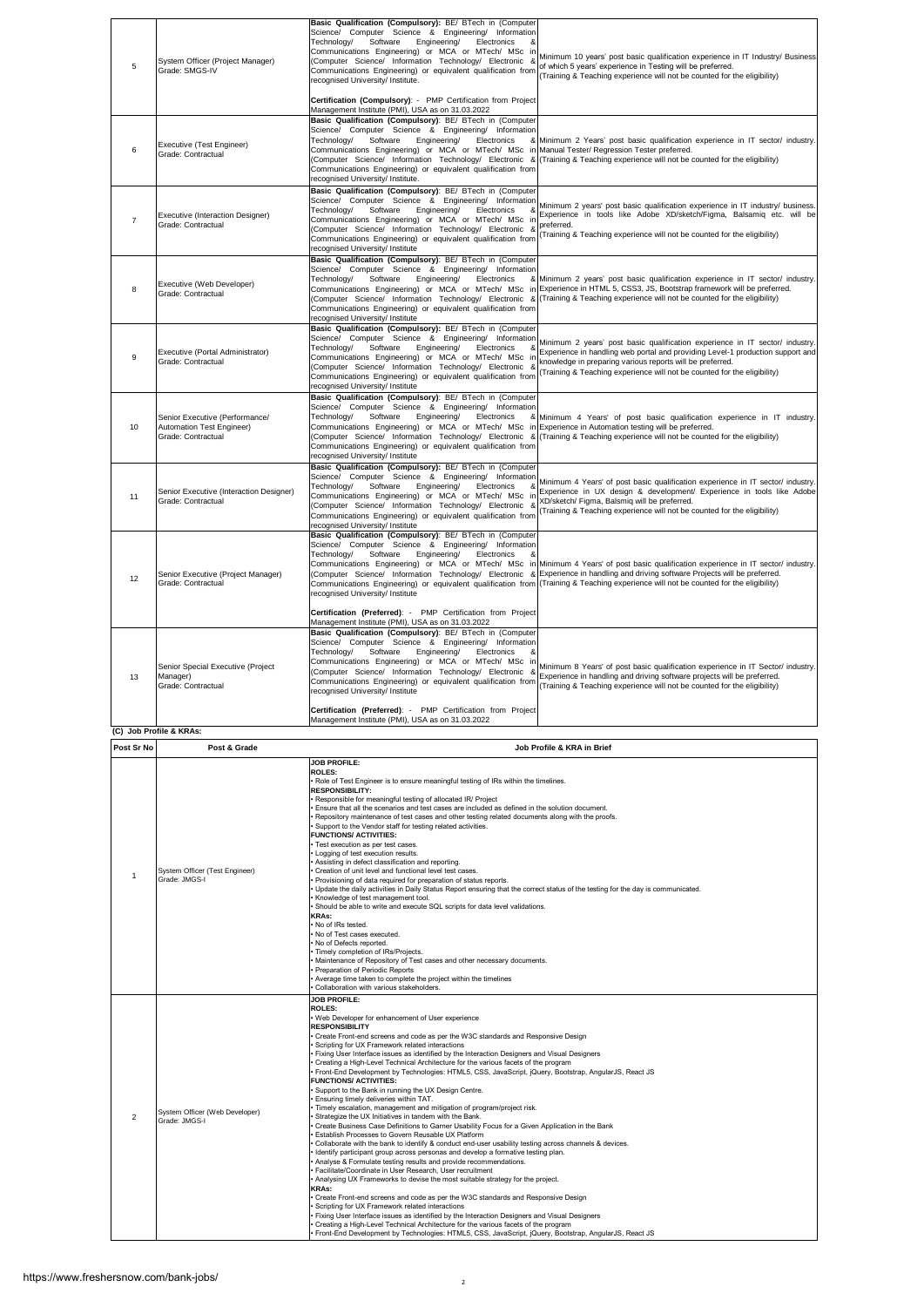| 5 | System Officer (Project Manager) Grade: SMGS-IV | **Basic Qualification (Compulsory):** BE/ BTech in (Computer Science/ Computer Science & Engineering/ Information Technology/ Software Engineering/ Electronics & Communications Engineering) or MCA or MTech/ MSc in (Computer Science/ Information Technology/ Electronic & Communications Engineering) or equivalent qualification from recognised University/ Institute.<br><br>**Certification (Compulsory)**: - PMP Certification from Project Management Institute (PMI), USA as on 31.03.2022 | Minimum 10 years' post basic qualification experience in IT Industry/ Business of which 5 years' experience in Testing will be preferred.<br>(Training & Teaching experience will not be counted for the eligibility) |
|---|---|---|---|
| 6 | Executive (Test Engineer) Grade: Contractual | **Basic Qualification (Compulsory):** BE/ BTech in (Computer Science/ Computer Science & Engineering/ Information Technology/ Software Engineering/ Electronics & Communications Engineering) or MCA or MTech/ MSc in (Computer Science/ Information Technology/ Electronic & Communications Engineering) or equivalent qualification from recognised University/ Institute. | Minimum 2 Years' post basic qualification experience in IT sector/ industry. Manual Tester/ Regression Tester preferred.<br>(Training & Teaching experience will not be counted for the eligibility) |
| 7 | Executive (Interaction Designer) Grade: Contractual | **Basic Qualification (Compulsory):** BE/ BTech in (Computer Science/ Computer Science & Engineering/ Information Technology/ Software Engineering/ Electronics & Communications Engineering) or MCA or MTech/ MSc in (Computer Science/ Information Technology/ Electronic & Communications Engineering) or equivalent qualification from recognised University/ Institute | Minimum 2 years' post basic qualification experience in IT industry/ business. Experience in tools like Adobe XD/sketch/Figma, Balsamiq etc. will be preferred.<br>(Training & Teaching experience will not be counted for the eligibility) |
| 8 | Executive (Web Developer) Grade: Contractual | **Basic Qualification (Compulsory):** BE/ BTech in (Computer Science/ Computer Science & Engineering/ Information Technology/ Software Engineering/ Electronics & Communications Engineering) or MCA or MTech/ MSc in (Computer Science/ Information Technology/ Electronic & Communications Engineering) or equivalent qualification from recognised University/ Institute | Minimum 2 years' post basic qualification experience in IT sector/ industry. Experience in HTML 5, CSS3, JS, Bootstrap framework will be preferred.<br>(Training & Teaching experience will not be counted for the eligibility) |
| 9 | Executive (Portal Administrator) Grade: Contractual | **Basic Qualification (Compulsory):** BE/ BTech in (Computer Science/ Computer Science & Engineering/ Information Technology/ Software Engineering/ Electronics & Communications Engineering) or MCA or MTech/ MSc in (Computer Science/ Information Technology/ Electronic & Communications Engineering) or equivalent qualification from recognised University/ Institute | Minimum 2 years' post basic qualification experience in IT sector/ industry. Experience in handling web portal and providing Level-1 production support and knowledge in preparing various reports will be preferred.<br>(Training & Teaching experience will not be counted for the eligibility) |
| 10 | Senior Executive (Performance/ Automation Test Engineer) Grade: Contractual | **Basic Qualification (Compulsory):** BE/ BTech in (Computer Science/ Computer Science & Engineering/ Information Technology/ Software Engineering/ Electronics & Communications Engineering) or MCA or MTech/ MSc in (Computer Science/ Information Technology/ Electronic & Communications Engineering) or equivalent qualification from recognised University/ Institute | Minimum 4 Years' of post basic qualification experience in IT industry. Experience in Automation testing will be preferred.<br>(Training & Teaching experience will not be counted for the eligibility) |
| 11 | Senior Executive (Interaction Designer) Grade: Contractual | **Basic Qualification (Compulsory):** BE/ BTech in (Computer Science/ Computer Science & Engineering/ Information Technology/ Software Engineering/ Electronics & Communications Engineering) or MCA or MTech/ MSc in (Computer Science/ Information Technology/ Electronic & Communications Engineering) or equivalent qualification from recognised University/ Institute | Minimum 4 Years' of post basic qualification experience in IT sector/ industry. Experience in UX design & development/ Experience in tools like Adobe XD/sketch/ Figma, Balsmiq will be preferred.<br>(Training & Teaching experience will not be counted for the eligibility) |
| 12 | Senior Executive (Project Manager) Grade: Contractual | **Basic Qualification (Compulsory):** BE/ BTech in (Computer Science/ Computer Science & Engineering/ Information Technology/ Software Engineering/ Electronics & Communications Engineering) or MCA or MTech/ MSc in (Computer Science/ Information Technology/ Electronic & Communications Engineering) or equivalent qualification from recognised University/ Institute<br><br>**Certification (Preferred)**: - PMP Certification from Project Management Institute (PMI), USA as on 31.03.2022 | Minimum 4 Years' of post basic qualification experience in IT sector/ industry. Experience in handling and driving software Projects will be preferred.<br>(Training & Teaching experience will not be counted for the eligibility) |
| 13 | Senior Special Executive (Project Manager) Grade: Contractual | **Basic Qualification (Compulsory):** BE/ BTech in (Computer Science/ Computer Science & Engineering/ Information Technology/ Software Engineering/ Electronics & Communications Engineering) or MCA or MTech/ MSc in (Computer Science/ Information Technology/ Electronic & Communications Engineering) or equivalent qualification from recognised University/ Institute<br><br>**Certification (Preferred)**: - PMP Certification from Project Management Institute (PMI), USA as on 31.03.2022 | Minimum 8 Years' of post basic qualification experience in IT Sector/ industry. Experience in handling and driving software projects will be preferred.<br>(Training & Teaching experience will not be counted for the eligibility) |

**(C) Job Profile & KRAs:**

| Post Sr No | Post & Grade | Job Profile & KRA in Brief |
|---|---|---|
| 1 | System Officer (Test Engineer) Grade: JMGS-I | **JOB PROFILE:**<br>**ROLES:**<br>• Role of Test Engineer is to ensure meaningful testing of IRs within the timelines.<br>**RESPONSIBILITY:**<br>• Responsible for meaningful testing of allocated IR/ Project<br>• Ensure that all the scenarios and test cases are included as defined in the solution document.<br>• Repository maintenance of test cases and other testing related documents along with the proofs.<br>• Support to the Vendor staff for testing related activities.<br>**FUNCTIONS/ ACTIVITIES:**<br>• Test execution as per test cases.<br>• Logging of test execution results.<br>• Assisting in defect classification and reporting.<br>• Creation of unit level and functional level test cases.<br>• Provisioning of data required for preparation of status reports.<br>• Update the daily activities in Daily Status Report ensuring that the correct status of the testing for the day is communicated.<br>• Knowledge of test management tool.<br>• Should be able to write and execute SQL scripts for data level validations.<br>**KRAs:**<br>• No of IRs tested.<br>• No of Test cases executed.<br>• No of Defects reported.<br>• Timely completion of IRs/Projects.<br>• Maintenance of Repository of Test cases and other necessary documents.<br>• Preparation of Periodic Reports<br>• Average time taken to complete the project within the timelines<br>• Collaboration with various stakeholders. |
| 2 | System Officer (Web Developer) Grade: JMGS-I | **JOB PROFILE:**<br>**ROLES:**<br>• Web Developer for enhancement of User experience<br>**RESPONSIBILITY**<br>• Create Front-end screens and code as per the W3C standards and Responsive Design<br>• Scripting for UX Framework related interactions<br>• Fixing User Interface issues as identified by the Interaction Designers and Visual Designers<br>• Creating a High-Level Technical Architecture for the various facets of the program<br>• Front-End Development by Technologies: HTML5, CSS, JavaScript, jQuery, Bootstrap, AngularJS, React JS<br>**FUNCTIONS/ ACTIVITIES:**<br>• Support to the Bank in running the UX Design Centre.<br>• Ensuring timely deliveries within TAT.<br>• Timely escalation, management and mitigation of program/project risk.<br>• Strategize the UX Initiatives in tandem with the Bank.<br>• Create Business Case Definitions to Garner Usability Focus for a Given Application in the Bank<br>• Establish Processes to Govern Reusable UX Platform<br>• Collaborate with the bank to identify & conduct end-user usability testing across channels & devices.<br>• Identify participant group across personas and develop a formative testing plan.<br>• Analyse & Formulate testing results and provide recommendations.<br>• Facilitate/Coordinate in User Research, User recruitment<br>• Analysing UX Frameworks to devise the most suitable strategy for the project.<br>**KRAs:**<br>• Create Front-end screens and code as per the W3C standards and Responsive Design<br>• Scripting for UX Framework related interactions<br>• Fixing User Interface issues as identified by the Interaction Designers and Visual Designers<br>• Creating a High-Level Technical Architecture for the various facets of the program<br>• Front-End Development by Technologies: HTML5, CSS, JavaScript, jQuery, Bootstrap, AngularJS, React JS |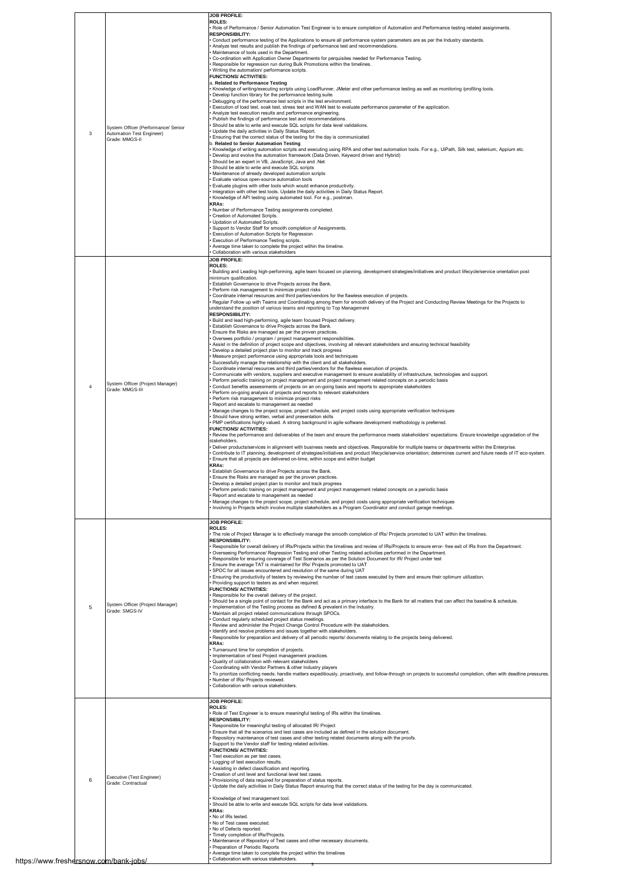| Sr. No. | Post | Job Profile |
|---|---|---|
| 3 | System Officer (Performance/ Senior Automation Test Engineer)<br>Grade: MMGS-II | **JOB PROFILE:**<br>**ROLES:**<br>• Role of Performance / Senior Automation Test Engineer is to ensure completion of Automation and Performance testing related assignments.<br>**RESPONSIBILITY:**<br>• Conduct performance testing of the Applications to ensure all performance system parameters are as per the Industry standards.<br>• Analyze test results and publish the findings of performance test and recommendations.<br>• Maintenance of tools used in the Department.<br>• Co-ordination with Application Owner Departments for perquisites needed for Performance Testing.<br>• Responsible for regression run during Bulk Promotions within the timelines.<br>• Writing the automation/ performance scripts.<br>**FUNCTIONS/ ACTIVITIES:**<br>**a. Related to Performance Testing**<br>• Knowledge of writing/executing scripts using LoadRunner, JMeter and other performance testing as well as monitoring /profiling tools.<br>• Develop function library for the performance testing suite.<br>• Debugging of the performance test scripts in the test environment.<br>• Execution of load test, soak test, stress test and WAN test to evaluate performance parameter of the application.<br>• Analyze test execution results and performance engineering.<br>• Publish the findings of performance test and recommendations.<br>• Should be able to write and execute SQL scripts for data level validations.<br>• Update the daily activities in Daily Status Report.<br>• Ensuring that the correct status of the testing for the day is communicated.<br>**b. Related to Senior Automation Testing**<br>• Knowledge of writing automation scripts and executing using RPA and other test automation tools. For e.g., UiPath, Silk test, selenium, Appium etc.<br>• Develop and evolve the automation framework (Data Driven, Keyword driven and Hybrid)<br>• Should be an expert in VB, JavaScript, Java and .Net<br>• Should be able to write and execute SQL scripts<br>• Maintenance of already developed automation scripts<br>• Evaluate various open-source automation tools<br>• Evaluate plugins with other tools which would enhance productivity.<br>• Integration with other test tools. Update the daily activities in Daily Status Report.<br>• Knowledge of API testing using automated tool. For e.g., postman.<br>**KRAs:**<br>• Number of Performance Testing assignments completed.<br>• Creation of Automated Scripts.<br>• Updation of Automated Scripts.<br>• Support to Vendor Staff for smooth completion of Assignments.<br>• Execution of Automation Scripts for Regression<br>• Execution of Performance Testing scripts.<br>• Average time taken to complete the project within the timeline.<br>• Collaboration with various stakeholders |
| 4 | System Officer (Project Manager)<br>Grade: MMGS-III | **JOB PROFILE:**<br>**ROLES:**<br>• Building and Leading high-performing, agile team focused on planning, development strategies/initiatives and product lifecycle/service orientation post minimum qualification.<br>• Establish Governance to drive Projects across the Bank.<br>• Perform risk management to minimize project risks<br>• Coordinate internal resources and third parties/vendors for the flawless execution of projects.<br>• Regular Follow up with Teams and Coordinating among them for smooth delivery of the Project and Conducting Review Meetings for the Projects to understand the position of various teams and reporting to Top Management<br>**RESPONSIBILITY:**<br>• Build and lead high-performing, agile team focused Project delivery.<br>• Establish Governance to drive Projects across the Bank.<br>• Ensure the Risks are managed as per the proven practices.<br>• Oversees portfolio / program / project management responsibilities.<br>• Assist in the definition of project scope and objectives, involving all relevant stakeholders and ensuring technical feasibility<br>• Develop a detailed project plan to monitor and track progress<br>• Measure project performance using appropriate tools and techniques<br>• Successfully manage the relationship with the client and all stakeholders.<br>• Coordinate internal resources and third parties/vendors for the flawless execution of projects.<br>• Communicate with vendors, suppliers and executive management to ensure availability of infrastructure, technologies and support.<br>• Perform periodic training on project management and project management related concepts on a periodic basis<br>• Conduct benefits assessments of projects on an on-going basis and reports to appropriate stakeholders<br>• Perform on-going analysis of projects and reports to relevant stakeholders<br>• Perform risk management to minimize project risks<br>• Report and escalate to management as needed<br>• Manage changes to the project scope, project schedule, and project costs using appropriate verification techniques<br>• Should have strong written, verbal and presentation skills<br>• PMP certifications highly valued. A strong background in agile software development methodology is preferred.<br>**FUNCTIONS/ ACTIVITIES:**<br>• Review the performance and deliverables of the team and ensure the performance meets stakeholders' expectations. Ensure knowledge upgradation of the stakeholders.<br>• Deliver products/services in alignment with business needs and objectives. Responsible for multiple teams or departments within the Enterprise.<br>• Contribute to IT planning, development of strategies/initiatives and product lifecycle/service orientation; determines current and future needs of IT eco-system.<br>• Ensure that all projects are delivered on-time, within scope and within budget<br>**KRAs:**<br>• Establish Governance to drive Projects across the Bank.<br>• Ensure the Risks are managed as per the proven practices.<br>• Develop a detailed project plan to monitor and track progress<br>• Perform periodic training on project management and project management related concepts on a periodic basis<br>• Report and escalate to management as needed<br>• Manage changes to the project scope, project schedule, and project costs using appropriate verification techniques<br>• Involving in Projects which involve multiple stakeholders as a Program Coordinator and conduct garage meetings. |
| 5 | System Officer (Project Manager)<br>Grade: SMGS-IV | **JOB PROFILE:**<br>**ROLES:**<br>• The role of Project Manager is to effectively manage the smooth completion of IRs/ Projects promoted to UAT within the timelines.<br>**RESPONSIBILITY:**<br>• Responsible for overall delivery of IRs/Projects within the timelines and review of IRs/Projects to ensure error- free exit of IRs from the Department.<br>• Overseeing Performance/ Regression Testing and other Testing related activities performed in the Department.<br>• Responsible for ensuring coverage of Test Scenarios as per the Solution Document for IR/ Project under test<br>• Ensure the average TAT is maintained for IRs/ Projects promoted to UAT<br>• SPOC for all issues encountered and resolution of the same during UAT<br>• Ensuring the productivity of testers by reviewing the number of test cases executed by them and ensure their optimum utilization.<br>• Providing support to testers as and when required.<br>**FUNCTIONS/ ACTIVITIES:**<br>• Responsible for the overall delivery of the project.<br>• Should be a single point of contact for the Bank and act as a primary interface to the Bank for all matters that can affect the baseline & schedule.<br>• Implementation of the Testing process as defined & prevalent in the Industry.<br>• Maintain all project related communications through SPOCs.<br>• Conduct regularly scheduled project status meetings.<br>• Review and administer the Project Change Control Procedure with the stakeholders.<br>• Identify and resolve problems and issues together with stakeholders.<br>• Responsible for preparation and delivery of all periodic reports/ documents relating to the projects being delivered.<br>**KRAs:**<br>• Turnaround time for completion of projects.<br>• Implementation of best Project management practices.<br>• Quality of collaboration with relevant stakeholders<br>• Coordinating with Vendor Partners & other Industry players<br>• To prioritize conflicting needs; handle matters expeditiously, proactively, and follow-through on projects to successful completion, often with deadline pressures.<br>• Number of IRs/ Projects reviewed.<br>• Collaboration with various stakeholders. |
| 6 | Executive (Test Engineer)<br>Grade: Contractual | **JOB PROFILE:**<br>**ROLES:**<br>• Role of Test Engineer is to ensure meaningful testing of IRs within the timelines.<br>**RESPONSIBILITY:**<br>• Responsible for meaningful testing of allocated IR/ Project<br>• Ensure that all the scenarios and test cases are included as defined in the solution document.<br>• Repository maintenance of test cases and other testing related documents along with the proofs.<br>• Support to the Vendor staff for testing related activities.<br>**FUNCTIONS/ ACTIVITIES:**<br>• Test execution as per test cases.<br>• Logging of test execution results.<br>• Assisting in defect classification and reporting.<br>• Creation of unit level and functional level test cases.<br>• Provisioning of data required for preparation of status reports.<br>• Update the daily activities in Daily Status Report ensuring that the correct status of the testing for the day is communicated.<br><br>• Knowledge of test management tool.<br>• Should be able to write and execute SQL scripts for data level validations.<br>**KRAs:**<br>• No of IRs tested.<br>• No of Test cases executed.<br>• No of Defects reported.<br>• Timely completion of IRs/Projects.<br>• Maintenance of Repository of Test cases and other necessary documents.<br>• Preparation of Periodic Reports<br>• Average time taken to complete the project within the timelines<br>• Collaboration with various stakeholders. |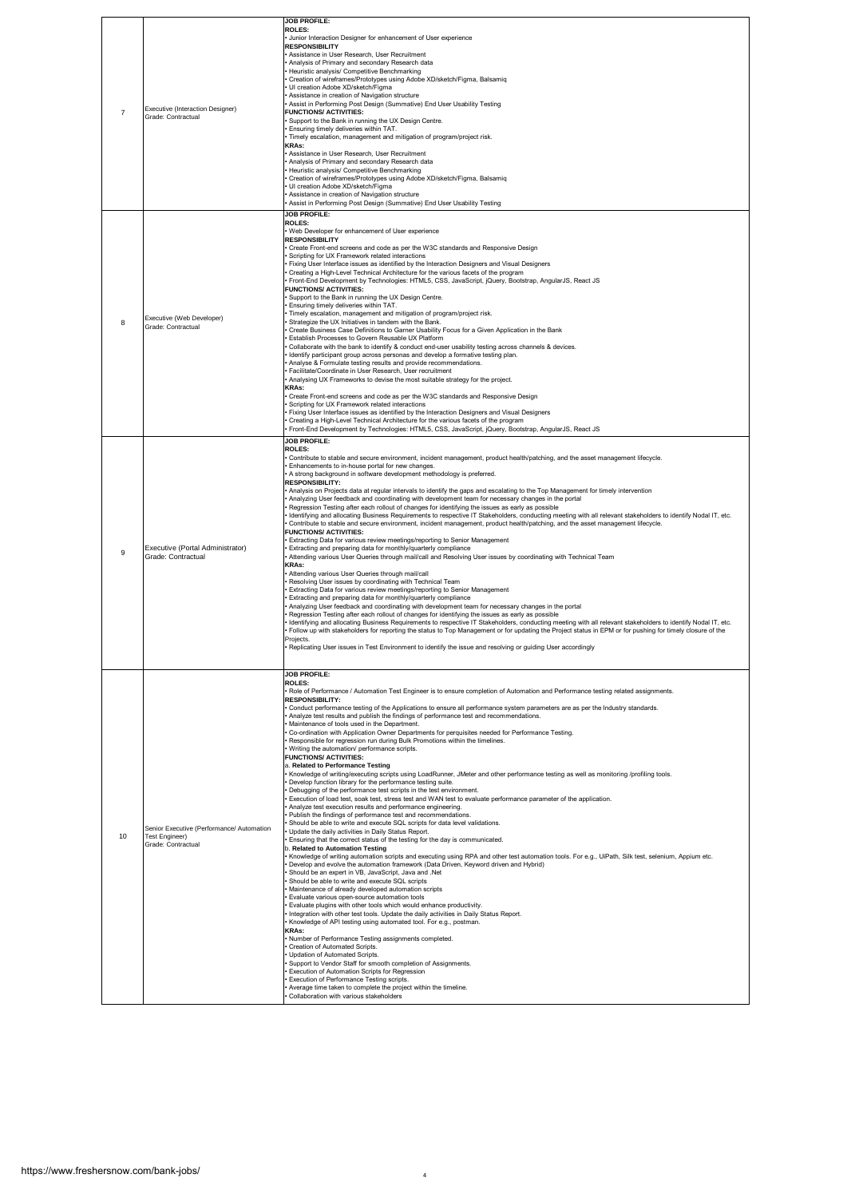| | | |
|---|---|---|
| 7 | Executive (Interaction Designer)<br>Grade: Contractual | **JOB PROFILE:**<br>**ROLES:**<br>• Junior Interaction Designer for enhancement of User experience<br>**RESPONSIBILITY**<br>• Assistance in User Research, User Recruitment<br>• Analysis of Primary and secondary Research data<br>• Heuristic analysis/ Competitive Benchmarking<br>• Creation of wireframes/Prototypes using Adobe XD/sketch/Figma, Balsamiq<br>• UI creation Adobe XD/sketch/Figma<br>• Assistance in creation of Navigation structure<br>• Assist in Performing Post Design (Summative) End User Usability Testing<br>**FUNCTIONS/ ACTIVITIES:**<br>• Support to the Bank in running the UX Design Centre.<br>• Ensuring timely deliveries within TAT.<br>• Timely escalation, management and mitigation of program/project risk.<br>**KRAs:**<br>• Assistance in User Research, User Recruitment<br>• Analysis of Primary and secondary Research data<br>• Heuristic analysis/ Competitive Benchmarking<br>• Creation of wireframes/Prototypes using Adobe XD/sketch/Figma, Balsamiq<br>• UI creation Adobe XD/sketch/Figma<br>• Assistance in creation of Navigation structure<br>• Assist in Performing Post Design (Summative) End User Usability Testing |
| 8 | Executive (Web Developer)<br>Grade: Contractual | **JOB PROFILE:**<br>**ROLES:**<br>• Web Developer for enhancement of User experience<br>**RESPONSIBILITY**<br>• Create Front-end screens and code as per the W3C standards and Responsive Design<br>• Scripting for UX Framework related interactions<br>• Fixing User Interface issues as identified by the Interaction Designers and Visual Designers<br>• Creating a High-Level Technical Architecture for the various facets of the program<br>• Front-End Development by Technologies: HTML5, CSS, JavaScript, jQuery, Bootstrap, AngularJS, React JS<br>**FUNCTIONS/ ACTIVITIES:**<br>• Support to the Bank in running the UX Design Centre.<br>• Ensuring timely deliveries within TAT.<br>• Timely escalation, management and mitigation of program/project risk.<br>• Strategize the UX Initiatives in tandem with the Bank.<br>• Create Business Case Definitions to Garner Usability Focus for a Given Application in the Bank<br>• Establish Processes to Govern Reusable UX Platform<br>• Collaborate with the bank to identify & conduct end-user usability testing across channels & devices.<br>• Identify participant group across personas and develop a formative testing plan.<br>• Analyse & Formulate testing results and provide recommendations.<br>• Facilitate/Coordinate in User Research, User recruitment<br>• Analysing UX Frameworks to devise the most suitable strategy for the project.<br>**KRAs:**<br>• Create Front-end screens and code as per the W3C standards and Responsive Design<br>• Scripting for UX Framework related interactions<br>• Fixing User Interface issues as identified by the Interaction Designers and Visual Designers<br>• Creating a High-Level Technical Architecture for the various facets of the program<br>• Front-End Development by Technologies: HTML5, CSS, JavaScript, jQuery, Bootstrap, AngularJS, React JS |
| 9 | Executive (Portal Administrator)<br>Grade: Contractual | **JOB PROFILE:**<br>**ROLES:**<br>• Contribute to stable and secure environment, incident management, product health/patching, and the asset management lifecycle.<br>• Enhancements to in-house portal for new changes.<br>• A strong background in software development methodology is preferred.<br>**RESPONSIBILITY:**<br>• Analysis on Projects data at regular intervals to identify the gaps and escalating to the Top Management for timely intervention<br>• Analyzing User feedback and coordinating with development team for necessary changes in the portal<br>• Regression Testing after each rollout of changes for identifying the issues as early as possible<br>• Identifying and allocating Business Requirements to respective IT Stakeholders, conducting meeting with all relevant stakeholders to identify Nodal IT, etc.<br>• Contribute to stable and secure environment, incident management, product health/patching, and the asset management lifecycle.<br>**FUNCTIONS/ ACTIVITIES:**<br>• Extracting Data for various review meetings/reporting to Senior Management<br>• Extracting and preparing data for monthly/quarterly compliance<br>• Attending various User Queries through mail/call and Resolving User issues by coordinating with Technical Team<br>**KRAs:**<br>• Attending various User Queries through mail/call<br>• Resolving User issues by coordinating with Technical Team<br>• Extracting Data for various review meetings/reporting to Senior Management<br>• Extracting and preparing data for monthly/quarterly compliance<br>• Analyzing User feedback and coordinating with development team for necessary changes in the portal<br>• Regression Testing after each rollout of changes for identifying the issues as early as possible<br>• Identifying and allocating Business Requirements to respective IT Stakeholders, conducting meeting with all relevant stakeholders to identify Nodal IT, etc.<br>• Follow up with stakeholders for reporting the status to Top Management or for updating the Project status in EPM or for pushing for timely closure of the Projects.<br>• Replicating User issues in Test Environment to identify the issue and resolving or guiding User accordingly |
| 10 | Senior Executive (Performance/ Automation Test Engineer)<br>Grade: Contractual | **JOB PROFILE:**<br>**ROLES:**<br>• Role of Performance / Automation Test Engineer is to ensure completion of Automation and Performance testing related assignments.<br>**RESPONSIBILITY:**<br>• Conduct performance testing of the Applications to ensure all performance system parameters are as per the Industry standards.<br>• Analyze test results and publish the findings of performance test and recommendations.<br>• Maintenance of tools used in the Department.<br>• Co-ordination with Application Owner Departments for perquisites needed for Performance Testing.<br>• Responsible for regression run during Bulk Promotions within the timelines.<br>• Writing the automation/ performance scripts.<br>**FUNCTIONS/ ACTIVITIES:**<br>a. **Related to Performance Testing**<br>• Knowledge of writing/executing scripts using LoadRunner, JMeter and other performance testing as well as monitoring /profiling tools.<br>• Develop function library for the performance testing suite.<br>• Debugging of the performance test scripts in the test environment.<br>• Execution of load test, soak test, stress test and WAN test to evaluate performance parameter of the application.<br>• Analyze test execution results and performance engineering.<br>• Publish the findings of performance test and recommendations.<br>• Should be able to write and execute SQL scripts for data level validations.<br>• Update the daily activities in Daily Status Report.<br>• Ensuring that the correct status of the testing for the day is communicated.<br>b. **Related to Automation Testing**<br>• Knowledge of writing automation scripts and executing using RPA and other test automation tools. For e.g., UiPath, Silk test, selenium, Appium etc.<br>• Develop and evolve the automation framework (Data Driven, Keyword driven and Hybrid)<br>• Should be an expert in VB, JavaScript, Java and .Net<br>• Should be able to write and execute SQL scripts<br>• Maintenance of already developed automation scripts<br>• Evaluate various open-source automation tools<br>• Evaluate plugins with other tools which would enhance productivity.<br>• Integration with other test tools. Update the daily activities in Daily Status Report.<br>• Knowledge of API testing using automated tool. For e.g., postman.<br>**KRAs:**<br>• Number of Performance Testing assignments completed.<br>• Creation of Automated Scripts.<br>• Updation of Automated Scripts.<br>• Support to Vendor Staff for smooth completion of Assignments.<br>• Execution of Automation Scripts for Regression<br>• Execution of Performance Testing scripts.<br>• Average time taken to complete the project within the timeline.<br>• Collaboration with various stakeholders |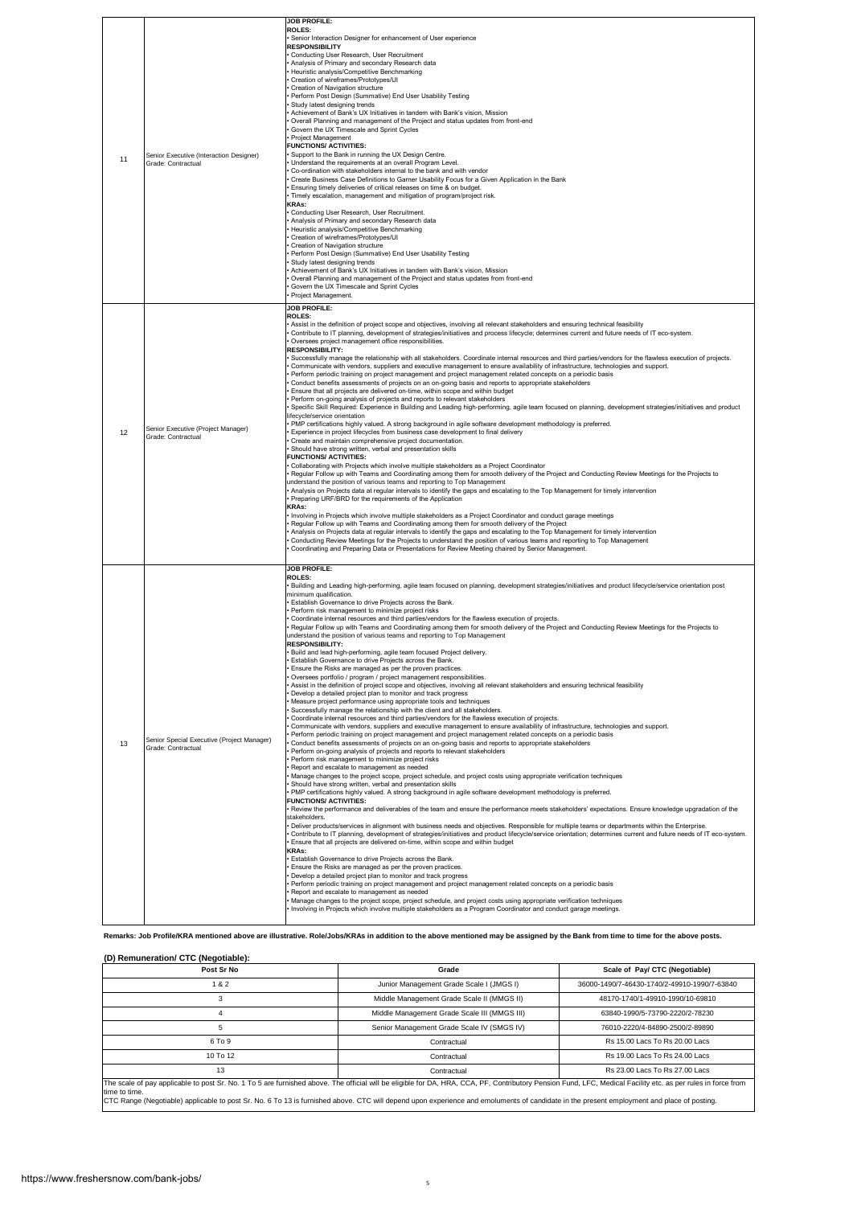| | | |
|---|---|---|
| 11 | Senior Executive (Interaction Designer)<br>Grade: Contractual | **JOB PROFILE:**<br>**ROLES:**<br>• Senior Interaction Designer for enhancement of User experience<br>**RESPONSIBILITY**<br>• Conducting User Research, User Recruitment<br>• Analysis of Primary and secondary Research data<br>• Heuristic analysis/Competitive Benchmarking<br>• Creation of wireframes/Prototypes/UI<br>• Creation of Navigation structure<br>• Perform Post Design (Summative) End User Usability Testing<br>• Study latest designing trends<br>• Achievement of Bank's UX Initiatives in tandem with Bank's vision, Mission<br>• Overall Planning and management of the Project and status updates from front-end<br>• Govern the UX Timescale and Sprint Cycles<br>• Project Management<br>**FUNCTIONS/ ACTIVITIES:**<br>• Support to the Bank in running the UX Design Centre.<br>• Understand the requirements at an overall Program Level.<br>• Co-ordination with stakeholders internal to the bank and with vendor<br>• Create Business Case Definitions to Garner Usability Focus for a Given Application in the Bank<br>• Ensuring timely deliveries of critical releases on time & on budget.<br>• Timely escalation, management and mitigation of program/project risk.<br>**KRAs:**<br>• Conducting User Research, User Recruitment.<br>• Analysis of Primary and secondary Research data<br>• Heuristic analysis/Competitive Benchmarking<br>• Creation of wireframes/Prototypes/UI<br>• Creation of Navigation structure<br>• Perform Post Design (Summative) End User Usability Testing<br>• Study latest designing trends<br>• Achievement of Bank's UX Initiatives in tandem with Bank's vision, Mission<br>• Overall Planning and management of the Project and status updates from front-end<br>• Govern the UX Timescale and Sprint Cycles<br>• Project Management. |
| 12 | Senior Executive (Project Manager)<br>Grade: Contractual | **JOB PROFILE:**<br>**ROLES:**<br>• Assist in the definition of project scope and objectives, involving all relevant stakeholders and ensuring technical feasibility<br>• Contribute to IT planning, development of strategies/initiatives and process lifecycle; determines current and future needs of IT eco-system.<br>• Oversees project management office responsibilities.<br>**RESPONSIBILITY:**<br>• Successfully manage the relationship with all stakeholders. Coordinate internal resources and third parties/vendors for the flawless execution of projects.<br>• Communicate with vendors, suppliers and executive management to ensure availability of infrastructure, technologies and support.<br>• Perform periodic training on project management and project management related concepts on a periodic basis<br>• Conduct benefits assessments of projects on an on-going basis and reports to appropriate stakeholders<br>• Ensure that all projects are delivered on-time, within scope and within budget<br>• Perform on-going analysis of projects and reports to relevant stakeholders<br>• Specific Skill Required: Experience in Building and Leading high-performing, agile team focused on planning, development strategies/initiatives and product lifecycle/service orientation<br>• PMP certifications highly valued. A strong background in agile software development methodology is preferred.<br>• Experience in project lifecycles from business case development to final delivery<br>• Create and maintain comprehensive project documentation.<br>• Should have strong written, verbal and presentation skills<br>**FUNCTIONS/ ACTIVITIES:**<br>• Collaborating with Projects which involve multiple stakeholders as a Project Coordinator<br>• Regular Follow up with Teams and Coordinating among them for smooth delivery of the Project and Conducting Review Meetings for the Projects to understand the position of various teams and reporting to Top Management<br>• Analysis on Projects data at regular intervals to identify the gaps and escalating to the Top Management for timely intervention<br>• Preparing URF/BRD for the requirements of the Application<br>**KRAs:**<br>• Involving in Projects which involve multiple stakeholders as a Project Coordinator and conduct garage meetings<br>• Regular Follow up with Teams and Coordinating among them for smooth delivery of the Project<br>• Analysis on Projects data at regular intervals to identify the gaps and escalating to the Top Management for timely intervention<br>• Conducting Review Meetings for the Projects to understand the position of various teams and reporting to Top Management<br>• Coordinating and Preparing Data or Presentations for Review Meeting chaired by Senior Management. |
| 13 | Senior Special Executive (Project Manager)<br>Grade: Contractual | **JOB PROFILE:**<br>**ROLES:**<br>• Building and Leading high-performing, agile team focused on planning, development strategies/initiatives and product lifecycle/service orientation post minimum qualification.<br>• Establish Governance to drive Projects across the Bank.<br>• Perform risk management to minimize project risks<br>• Coordinate internal resources and third parties/vendors for the flawless execution of projects.<br>• Regular Follow up with Teams and Coordinating among them for smooth delivery of the Project and Conducting Review Meetings for the Projects to understand the position of various teams and reporting to Top Management<br>**RESPONSIBILITY:**<br>• Build and lead high-performing, agile team focused Project delivery.<br>• Establish Governance to drive Projects across the Bank.<br>• Ensure the Risks are managed as per the proven practices.<br>• Oversees portfolio / program / project management responsibilities.<br>• Assist in the definition of project scope and objectives, involving all relevant stakeholders and ensuring technical feasibility<br>• Develop a detailed project plan to monitor and track progress<br>• Measure project performance using appropriate tools and techniques<br>• Successfully manage the relationship with the client and all stakeholders.<br>• Coordinate internal resources and third parties/vendors for the flawless execution of projects.<br>• Communicate with vendors, suppliers and executive management to ensure availability of infrastructure, technologies and support.<br>• Perform periodic training on project management and project management related concepts on a periodic basis<br>• Conduct benefits assessments of projects on an on-going basis and reports to appropriate stakeholders<br>• Perform on-going analysis of projects and reports to relevant stakeholders<br>• Perform risk management to minimize project risks<br>• Report and escalate to management as needed<br>• Manage changes to the project scope, project schedule, and project costs using appropriate verification techniques<br>• Should have strong written, verbal and presentation skills<br>• PMP certifications highly valued. A strong background in agile software development methodology is preferred.<br>**FUNCTIONS/ ACTIVITIES:**<br>• Review the performance and deliverables of the team and ensure the performance meets stakeholders' expectations. Ensure knowledge upgradation of the stakeholders.<br>• Deliver products/services in alignment with business needs and objectives. Responsible for multiple teams or departments within the Enterprise.<br>• Contribute to IT planning, development of strategies/initiatives and product lifecycle/service orientation; determines current and future needs of IT eco-system.<br>• Ensure that all projects are delivered on-time, within scope and within budget<br>**KRAs:**<br>• Establish Governance to drive Projects across the Bank.<br>• Ensure the Risks are managed as per the proven practices.<br>• Develop a detailed project plan to monitor and track progress<br>• Perform periodic training on project management and project management related concepts on a periodic basis<br>• Report and escalate to management as needed<br>• Manage changes to the project scope, project schedule, and project costs using appropriate verification techniques<br>• Involving in Projects which involve multiple stakeholders as a Program Coordinator and conduct garage meetings. |

**Remarks: Job Profile/KRA mentioned above are illustrative. Role/Jobs/KRAs in addition to the above mentioned may be assigned by the Bank from time to time for the above posts.**

## (D) Remuneration/ CTC (Negotiable):

| Post Sr No | Grade | Scale of Pay/ CTC (Negotiable) |
|---|---|---|
| 1 & 2 | Junior Management Grade Scale I (JMGS I) | 36000-1490/7-46430-1740/2-49910-1990/7-63840 |
| 3 | Middle Management Grade Scale II (MMGS II) | 48170-1740/1-49910-1990/10-69810 |
| 4 | Middle Management Grade Scale III (MMGS III) | 63840-1990/5-73790-2220/2-78230 |
| 5 | Senior Management Grade Scale IV (SMGS IV) | 76010-2220/4-84890-2500/2-89890 |
| 6 To 9 | Contractual | Rs 15.00 Lacs To Rs 20.00 Lacs |
| 10 To 12 | Contractual | Rs 19.00 Lacs To Rs 24.00 Lacs |
| 13 | Contractual | Rs 23.00 Lacs To Rs 27.00 Lacs |

The scale of pay applicable to post Sr. No. 1 To 5 are furnished above. The official will be eligible for DA, HRA, CCA, PF, Contributory Pension Fund, LFC, Medical Facility etc. as per rules in force from time to time.
CTC Range (Negotiable) applicable to post Sr. No. 6 To 13 is furnished above. CTC will depend upon experience and emoluments of candidate in the present employment and place of posting.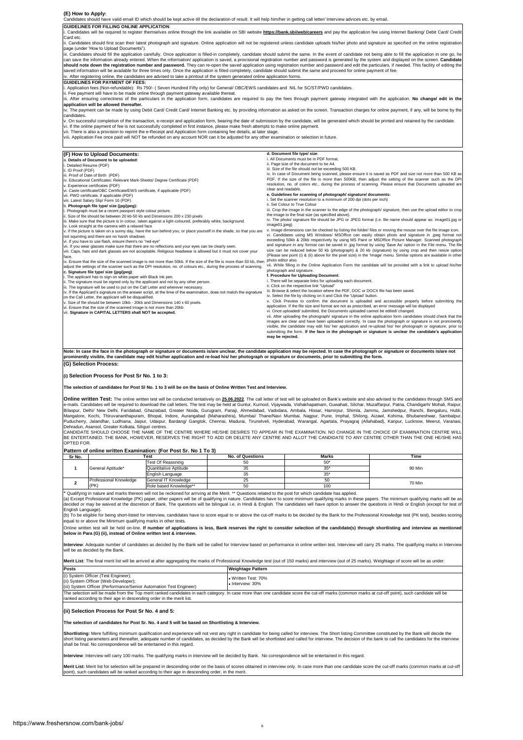## (E) How to Apply:

Candidates should have valid email ID which should be kept active till the declaration of result. It will help him/her in getting call letter/ Interview advices etc. by email.

**GUIDELINES FOR FILLING ONLINE APPLICATION**:

i. Candidates will be required to register themselves online through the link available on SBI website **https://bank.sbi/web/careers** and pay the application fee using Internet Banking/ Debit Card/ Credit Card etc.

ii. Candidates should first scan their latest photograph and signature. Online application will not be registered unless candidate uploads his/her photo and signature as specified on the online registration page (under 'How to Upload Documents").

iii. Candidates should fill the application carefully. Once application is filled-in completely, candidate should submit the same. In the event of candidate not being able to fill the application in one go, he can save the information already entered. When the information/ application is saved, a provisional registration number and password is generated by the system and displayed on the screen. **Candidate should note down the registration number and password.** They can re-open the saved application using registration number and password and edit the particulars, if needed. This facility of editing the saved information will be available for three times only. Once the application is filled completely, candidate should submit the same and proceed for online payment of fee.

iv. After registering online, the candidates are advised to take a printout of the system generated online application forms.

**GUIDELINES FOR PAYMENT OF FEES:**

i. Application fees (Non-refundable): Rs 750/- ( Seven Hundred Fifty only) for General/ OBC/EWS candidates and NIL for SC/ST/PWD candidates.

ii. Fee payment will have to be made online through payment gateway available thereat.

iii. After ensuring correctness of the particulars in the application form, candidates are required to pay the fees through payment gateway integrated with the application. **No change/ edit in the application will be allowed thereafter.**

iv. The payment can be made by using Debit Card/ Credit Card/ Internet Banking etc. by providing information as asked on the screen. Transaction charges for online payment, if any, will be borne by the candidates.

v. On successful completion of the transaction, e-receipt and application form, bearing the date of submission by the candidate, will be generated which should be printed and retained by the candidate.

vi. If the online payment of fee is not successfully completed in first instance, please make fresh attempts to make online payment.

vii. There is also a provision to reprint the e-Receipt and Application form containing fee details, at later stage.

viii. Application Fee once paid will NOT be refunded on any account NOR can it be adjusted for any other examination or selection in future.

## (F) How to Upload Documents:

a. **Details of Document to be uploaded:**

i. Detailed Resume (PDF)
ii. ID Proof (PDF)
iii. Proof of Date of Birth (PDF)
iv. Educational Certificates: Relevant Mark-Sheets/ Degree Certificate (PDF)
v. Experience certificates (PDF)
vi. Caste certificate/OBC Certificate/EWS certificate, if applicable (PDF)
vii. PWD certificate, if applicable (PDF)
viii. Latest Salary Slip/ Form 16 (PDF)

b. **Photograph file type/ size (jpg/jpeg):**

i. Photograph must be a recent passport style colour picture.
ii. Size of file should be between 20 kb-50 kb and Dimensions 200 x 230 pixels
iii. Make sure that the picture is in colour, taken against a light-coloured, preferably white, background.
iv. Look straight at the camera with a relaxed face
v. If the picture is taken on a sunny day, have the sun behind you, or place yourself in the shade, so that you are not squinting and there are no harsh shadows
vi. If you have to use flash, ensure there's no "red-eye"
vii. If you wear glasses make sure that there are no reflections and your eyes can be clearly seen.
viii. Caps, hats and dark glasses are not acceptable. Religious headwear is allowed but it must not cover your face.
ix. Ensure that the size of the scanned image is not more than 50kb. If the size of the file is more than 50 kb, then adjust the settings of the scanner such as the DPI resolution, no. of colours etc., during the process of scanning.

c. **Signature file type/ size (jpg/jpeg)**:

i. The applicant has to sign on white paper with Black Ink pen.
ii. The signature must be signed only by the applicant and not by any other person.
iii. The signature will be used to put on the Call Letter and wherever necessary.
iv. If the Applicant's signature on the answer script, at the time of the examination, does not match the signature on the Call Letter, the applicant will be disqualified.
v. Size of file should be between 10kb - 20kb and Dimensions 140 x 60 pixels.
vi. Ensure that the size of the scanned image is not more than 20kb
vii. **Signature in CAPITAL LETTERS shall NOT be accepted.**

d. **Document file type/ size**:

i. All Documents must be in PDF format.
ii. Page size of the document to be A4.
iii. Size of the file should not be exceeding 500 KB.
iv. In case of Document being scanned, please ensure it is saved as PDF and size not more than 500 KB as PDF. If the size of the file is more than 500KB, then adjust the setting of the scanner such as the DPI resolution, no. of colors etc., during the process of scanning. Please ensure that Documents uploaded are clear and readable.

e. **Guidelines for scanning of photograph/ signature/ documents:**

i. Set the scanner resolution to a minimum of 200 dpi (dots per inch)
ii. Set Colour to True Colour
iii. Crop the image in the scanner to the edge of the photograph/ signature, then use the upload editor to crop the image to the final size (as specified above).
iv. The photo/ signature file should be JPG or JPEG format (i.e. file name should appear as: image01.jpg or image01.jpeg).
v. Image dimensions can be checked by listing the folder/ files or moving the mouse over the file image icon.
vi. Candidates using MS Windows/ MSOffice can easily obtain photo and signature in .jpeg format not exceeding 50kb & 20kb respectively by using MS Paint or MSOffice Picture Manager. Scanned photograph and signature in any format can be saved in .jpg format by using 'Save As' option in the File menu. The file size can be reduced below 50 kb (photograph) & 20 kb (signature) by using crop and then resize option (Please see point (i) & (ii) above for the pixel size) in the 'Image' menu. Similar options are available in other photo editor also.
vii. While filling in the Online Application Form the candidate will be provided with a link to upload his/her photograph and signature.

f. **Procedure for Uploading Document:**

i. There will be separate links for uploading each document.
ii. Click on the respective link "Upload"
iii. Browse & select the location where the PDF, DOC or DOCX file has been saved.
iv. Select the file by clicking on it and Click the 'Upload' button.
v. Click Preview to confirm the document is uploaded and accessible properly before submitting the application. If the file size and format are not as prescribed, an error message will be displayed
vi. Once uploaded/ submitted, the Documents uploaded cannot be edited/ changed.
vii. After uploading the photograph/ signature in the online application form candidates should check that the images are clear and have been uploaded correctly. In case the photograph or signature is not prominently visible, the candidate may edit his/ her application and re-upload his/ her photograph or signature, prior to submitting the form. **If the face in the photograph or signature is unclear the candidate's application may be rejected.**

**Note: In case the face in the photograph or signature or documents is/are unclear, the candidate application may be rejected. In case the photograph or signature or documents is/are not prominently visible, the candidate may edit his/her application and re-load his/ her photograph or signature or documents, prior to submitting the form.**

## (G) Selection Process:

### (i) Selection Process for Post Sr No. 1 to 3:

**The selection of candidates for Post Sl No. 1 to 3 will be on the basis of Online Written Test and Interview.**

**Online written Test:** The online written test will be conducted tentatively on **25.06.2022**. The call letter of test will be uploaded on Bank's website and also advised to the candidates through SMS and e-mails. Candidates will be required to download the call letters. The test may be held at Guntur, Kurnool, Vijaywada, Vishakhapatnam, Guwahati, Silchar, Muzaffarpur, Patna, Chandigarh/ Mohali, Raipur, Bilaspur, Delhi/ New Delhi, Faridabad, Ghaziabad, Greater Noida, Gurugram, Panaji, Ahmedabad, Vadodara, Ambala, Hissar, Hamirpur, Shimla, Jammu, Jamshedpur, Ranchi, Bengaluru, Hubli, Mangalore, Kochi, Thiruvananthapuram, Bhopal, Indore, Aurangabad (Maharashtra), Mumbai/ Thane/Navi Mumbai, Nagpur, Pune, Imphal, Shilong, Aizawl, Kohima, Bhubaneshwar, Sambalpur, Puducherry, Jalandhar, Ludhiana, Jaipur, Udaipur, Bardang/ Gangtok, Chennai, Madurai, Tirunelveli, Hyderabad, Warangal, Agartala, Prayagraj (Allahabad), Kanpur, Lucknow, Meerut, Varanasi, Dehradun, Asansol, Greater Kolkata, Siliguri centres.

CANDIDATE SHOULD CHOOSE THE NAME OF THE CENTRE WHERE HE/SHE DESIRES TO APPEAR IN THE EXAMINATION. NO CHANGE IN THE CHOICE OF EXAMINATION CENTRE WILL BE ENTERTAINED. THE BANK, HOWEVER, RESERVES THE RIGHT TO ADD OR DELETE ANY CENTRE AND ALLOT THE CANDIDATE TO ANY CENTRE OTHER THAN THE ONE HE/SHE HAS OPTED FOR.

**Pattern of online written Examination: (For Post Sr. No 1 To 3)**

| Sr No. | Test | | No. of Questions | Marks | Time |
|---|---|---|---|---|---|
| 1 | General Aptitude* | Test Of Reasoning | 50 | 50* | 90 Min |
| | | Quantitative Aptitude | 35 | 35* | |
| | | English Language | 35 | 35* | |
| 2 | Professional Knowledge (PK) | General IT Knowledge | 25 | 50 | 70 Min |
| | | Role based Knowledge** | 50 | 100 | |

\* Qualifying in nature and marks thereon will not be reckoned for arriving at the Merit. ** Questions related to the post for which candidate has applied.

(a) Except Professional Knowledge (PK) paper, other papers will be of qualifying in nature. Candidates will have to score minimum qualifying marks in these papers. The minimum qualifying marks will be as decided or may be waived at the discretion of Bank. The questions will be bilingual i.e. in Hindi & English. The candidates will have option to answer the questions in Hindi or English (except for test of English Language).

(b) To be eligible for being short-listed for interview, candidates have to score equal to or above the cut-off marks to be decided by the Bank for the Professional Knowledge test (PK test), besides scoring equal to or above the Minimum qualifying marks in other tests.

Online written test will be held on-line. **If number of applications is less, Bank reserves the right to consider selection of the candidate(s) through shortlisting and interview as mentioned below in Para (G) (ii), instead of Online written test & interview.**

**Interview**: Adequate number of candidates as decided by the Bank will be called for Interview based on performance in online written test. Interview will carry 25 marks. The qualifying marks in Interview will be as decided by the Bank.

**Merit List**: The final merit list will be arrived at after aggregating the marks of Professional Knowledge test (out of 150 marks) and interview (out of 25 marks). Weightage of score will be as under:

| Posts | Weightage Pattern |
|---|---|
| (i) System Officer (Test Engineer);<br>(ii) System Officer (Web Developer);<br>(iii) System Officer (Performance/Senior Automation Test Engineer) | • Written Test: 70%<br>• Interview: 30% |

The selection will be made from the Top merit ranked candidates in each category. In case more than one candidate score the cut-off marks (common marks at cut-off point), such candidate will be ranked according to their age in descending order in the merit list.

### (ii) Selection Process for Post Sr. No. 4 and 5:

**The selection of candidates for Post Sr. No. 4 and 5 will be based on Shortlisting & Interview.**

**Shortlisting:** Mere fulfilling minimum qualification and experience will not vest any right in candidate for being called for interview. The Short listing Committee constituted by the Bank will decide the short listing parameters and thereafter, adequate number of candidates, as decided by the Bank will be shortlisted and called for interview. The decision of the bank to call the candidates for the interview shall be final. No correspondence will be entertained in this regard.

**Interview**: Interview will carry 100 marks. The qualifying marks in interview will be decided by Bank. No correspondence will be entertained in this regard.

**Merit List:** Merit list for selection will be prepared in descending order on the basis of scores obtained in interview only. In case more than one candidate score the cut-off marks (common marks at cut-off point), such candidates will be ranked according to their age in descending order, in the merit.

https://www.freshersnow.com/bank-jobs/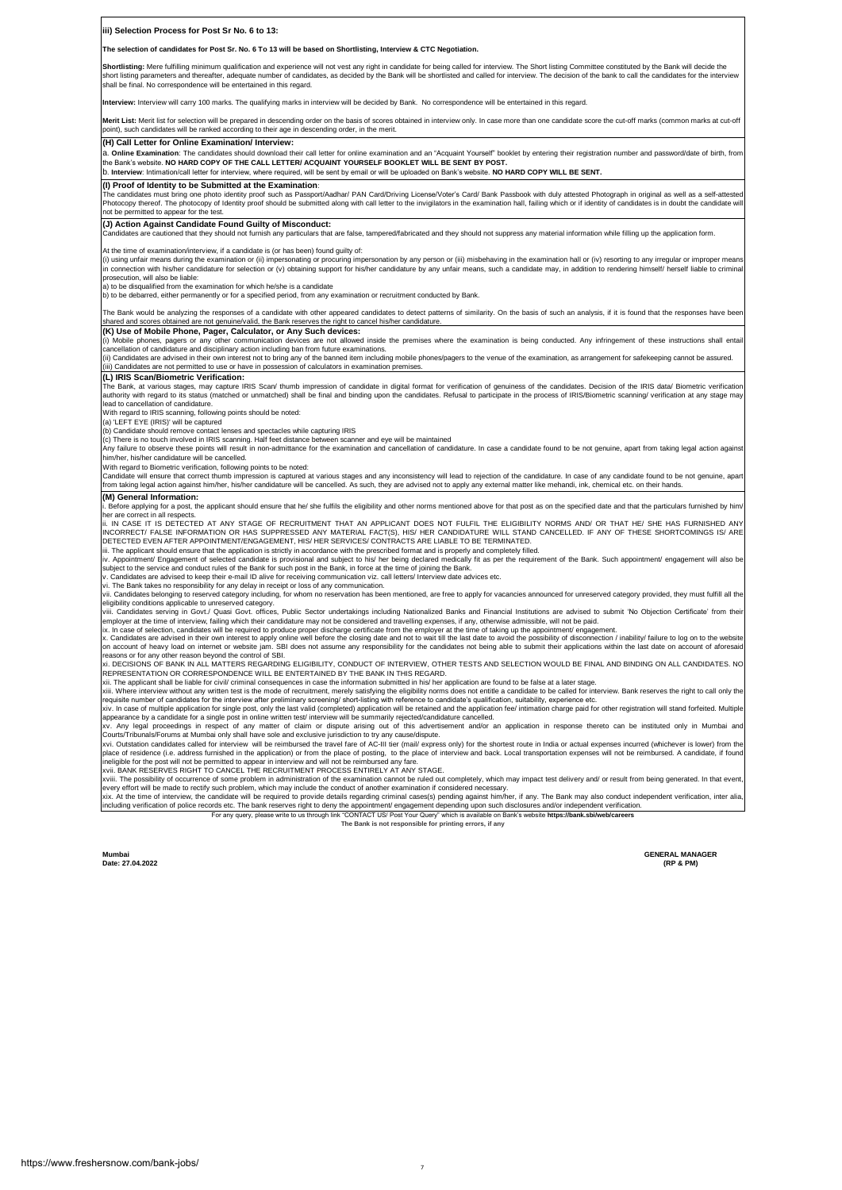### iii) Selection Process for Post Sr No. 6 to 13:

**The selection of candidates for Post Sr. No. 6 To 13 will be based on Shortlisting, Interview & CTC Negotiation.**

**Shortlisting:** Mere fulfilling minimum qualification and experience will not vest any right in candidate for being called for interview. The Short listing Committee constituted by the Bank will decide the short listing parameters and thereafter, adequate number of candidates, as decided by the Bank will be shortlisted and called for interview. The decision of the bank to call the candidates for the interview shall be final. No correspondence will be entertained in this regard.

**Interview:** Interview will carry 100 marks. The qualifying marks in interview will be decided by Bank. No correspondence will be entertained in this regard.

**Merit List:** Merit list for selection will be prepared in descending order on the basis of scores obtained in interview only. In case more than one candidate score the cut-off marks (common marks at cut-off point), such candidates will be ranked according to their age in descending order, in the merit.

### (H) Call Letter for Online Examination/ Interview:

a. **Online Examination**: The candidates should download their call letter for online examination and an "Acquaint Yourself" booklet by entering their registration number and password/date of birth, from the Bank's website. **NO HARD COPY OF THE CALL LETTER/ ACQUAINT YOURSELF BOOKLET WILL BE SENT BY POST.**

b. **Interview**: Intimation/call letter for interview, where required, will be sent by email or will be uploaded on Bank's website. **NO HARD COPY WILL BE SENT.**

### (I) Proof of Identity to be Submitted at the Examination:

The candidates must bring one photo identity proof such as Passport/Aadhar/ PAN Card/Driving License/Voter's Card/ Bank Passbook with duly attested Photograph in original as well as a self-attested Photocopy thereof. The photocopy of Identity proof should be submitted along with call letter to the invigilators in the examination hall, failing which or if identity of candidates is in doubt the candidate will not be permitted to appear for the test.

### (J) Action Against Candidate Found Guilty of Misconduct:

Candidates are cautioned that they should not furnish any particulars that are false, tampered/fabricated and they should not suppress any material information while filling up the application form.

At the time of examination/interview, if a candidate is (or has been) found guilty of:

(i) using unfair means during the examination or (ii) impersonating or procuring impersonation by any person or (iii) misbehaving in the examination hall or (iv) resorting to any irregular or improper means in connection with his/her candidature for selection or (v) obtaining support for his/her candidature by any unfair means, such a candidate may, in addition to rendering himself/ herself liable to criminal prosecution, will also be liable:

a) to be disqualified from the examination for which he/she is a candidate

b) to be debarred, either permanently or for a specified period, from any examination or recruitment conducted by Bank.

The Bank would be analyzing the responses of a candidate with other appeared candidates to detect patterns of similarity. On the basis of such an analysis, if it is found that the responses have been shared and scores obtained are not genuine/valid, the Bank reserves the right to cancel his/her candidature.

### (K) Use of Mobile Phone, Pager, Calculator, or Any Such devices:

(i) Mobile phones, pagers or any other communication devices are not allowed inside the premises where the examination is being conducted. Any infringement of these instructions shall entail cancellation of candidature and disciplinary action including ban from future examinations.

(ii) Candidates are advised in their own interest not to bring any of the banned item including mobile phones/pagers to the venue of the examination, as arrangement for safekeeping cannot be assured.

(iii) Candidates are not permitted to use or have in possession of calculators in examination premises.

### (L) IRIS Scan/Biometric Verification:

The Bank, at various stages, may capture IRIS Scan/ thumb impression of candidate in digital format for verification of genuineness of the candidates. Decision of the IRIS data/ Biometric verification authority with regard to its status (matched or unmatched) shall be final and binding upon the candidates. Refusal to participate in the process of IRIS/Biometric scanning/ verification at any stage may lead to cancellation of candidature.

With regard to IRIS scanning, following points should be noted:

(a) 'LEFT EYE (IRIS)' will be captured

(b) Candidate should remove contact lenses and spectacles while capturing IRIS

(c) There is no touch involved in IRIS scanning. Half feet distance between scanner and eye will be maintained

Any failure to observe these points will result in non-admittance for the examination and cancellation of candidature. In case a candidate found to be not genuine, apart from taking legal action against him/her, his/her candidature will be cancelled.

With regard to Biometric verification, following points to be noted:

Candidate will ensure that correct thumb impression is captured at various stages and any inconsistency will lead to rejection of the candidature. In case of any candidate found to be not genuine, apart from taking legal action against him/her, his/her candidature will be cancelled. As such, they are advised not to apply any external matter like mehandi, ink, chemical etc. on their hands.

### (M) General Information:

i. Before applying for a post, the applicant should ensure that he/ she fulfils the eligibility and other norms mentioned above for that post as on the specified date and that the particulars furnished by him/ her are correct in all respects.

ii. IN CASE IT IS DETECTED AT ANY STAGE OF RECRUITMENT THAT AN APPLICANT DOES NOT FULFIL THE ELIGIBILITY NORMS AND/ OR THAT HE/ SHE HAS FURNISHED ANY INCORRECT/ FALSE INFORMATION OR HAS SUPPRESSED ANY MATERIAL FACT(S), HIS/ HER CANDIDATURE WILL STAND CANCELLED. IF ANY OF THESE SHORTCOMINGS IS/ ARE DETECTED EVEN AFTER APPOINTMENT/ENGAGEMENT, HIS/ HER SERVICES/ CONTRACTS ARE LIABLE TO BE TERMINATED.

iii. The applicant should ensure that the application is strictly in accordance with the prescribed format and is properly and completely filled.

iv. Appointment/ Engagement of selected candidate is provisional and subject to his/ her being declared medically fit as per the requirement of the Bank. Such appointment/ engagement will also be subject to the service and conduct rules of the Bank for such post in the Bank, in force at the time of joining the Bank.

v. Candidates are advised to keep their e-mail ID alive for receiving communication viz. call letters/ Interview date advices etc.

vi. The Bank takes no responsibility for any delay in receipt or loss of any communication.

vii. Candidates belonging to reserved category including, for whom no reservation has been mentioned, are free to apply for vacancies announced for unreserved category provided, they must fulfill all the eligibility conditions applicable to unreserved category.

viii. Candidates serving in Govt./ Quasi Govt. offices, Public Sector undertakings including Nationalized Banks and Financial Institutions are advised to submit 'No Objection Certificate' from their employer at the time of interview, failing which their candidature may not be considered and travelling expenses, if any, otherwise admissible, will not be paid.

ix. In case of selection, candidates will be required to produce proper discharge certificate from the employer at the time of taking up the appointment/ engagement.

x. Candidates are advised in their own interest to apply online well before the closing date and not to wait till the last date to avoid the possibility of disconnection / inability/ failure to log on to the website on account of heavy load on internet or website jam. SBI does not assume any responsibility for the candidates not being able to submit their applications within the last date on account of aforesaid reasons or for any other reason beyond the control of SBI.

xi. DECISIONS OF BANK IN ALL MATTERS REGARDING ELIGIBILITY, CONDUCT OF INTERVIEW, OTHER TESTS AND SELECTION WOULD BE FINAL AND BINDING ON ALL CANDIDATES. NO REPRESENTATION OR CORRESPONDENCE WILL BE ENTERTAINED BY THE BANK IN THIS REGARD.

xii. The applicant shall be liable for civil/ criminal consequences in case the information submitted in his/ her application are found to be false at a later stage.

xiii. Where interview without any written test is the mode of recruitment, merely satisfying the eligibility norms does not entitle a candidate to be called for interview. Bank reserves the right to call only the requisite number of candidates for the interview after preliminary screening/ short-listing with reference to candidate's qualification, suitability, experience etc.

xiv. In case of multiple application for single post, only the last valid (completed) application will be retained and the application fee/ intimation charge paid for other registration will stand forfeited. Multiple appearance by a candidate for a single post in online written test/ interview will be summarily rejected/candidature cancelled.

xv. Any legal proceedings in respect of any matter of claim or dispute arising out of this advertisement and/or an application in response thereto can be instituted only in Mumbai and Courts/Tribunals/Forums at Mumbai only shall have sole and exclusive jurisdiction to try any cause/dispute.

xvi. Outstation candidates called for interview will be reimbursed the travel fare of AC-III tier (mail/ express only) for the shortest route in India or actual expenses incurred (whichever is lower) from the place of residence (i.e. address furnished in the application) or from the place of posting, to the place of interview and back. Local transportation expenses will not be reimbursed. A candidate, if found ineligible for the post will not be permitted to appear in interview and will not be reimbursed any fare.

xvii. BANK RESERVES RIGHT TO CANCEL THE RECRUITMENT PROCESS ENTIRELY AT ANY STAGE.

xviii. The possibility of occurrence of some problem in administration of the examination cannot be ruled out completely, which may impact test delivery and/ or result from being generated. In that event, every effort will be made to rectify such problem, which may include the conduct of another examination if considered necessary.

xix. At the time of interview, the candidate will be required to provide details regarding criminal cases(s) pending against him/her, if any. The Bank may also conduct independent verification, inter alia, including verification of police records etc. The bank reserves right to deny the appointment/ engagement depending upon such disclosures and/or independent verification.

For any query, please write to us through link "CONTACT US/ Post Your Query" which is available on Bank's website **https://bank.sbi/web/careers**

**The Bank is not responsible for printing errors, if any**

**Mumbai**
**Date: 27.04.2022**

**GENERAL MANAGER**
**(RP & PM)**

https://www.freshersnow.com/bank-jobs/